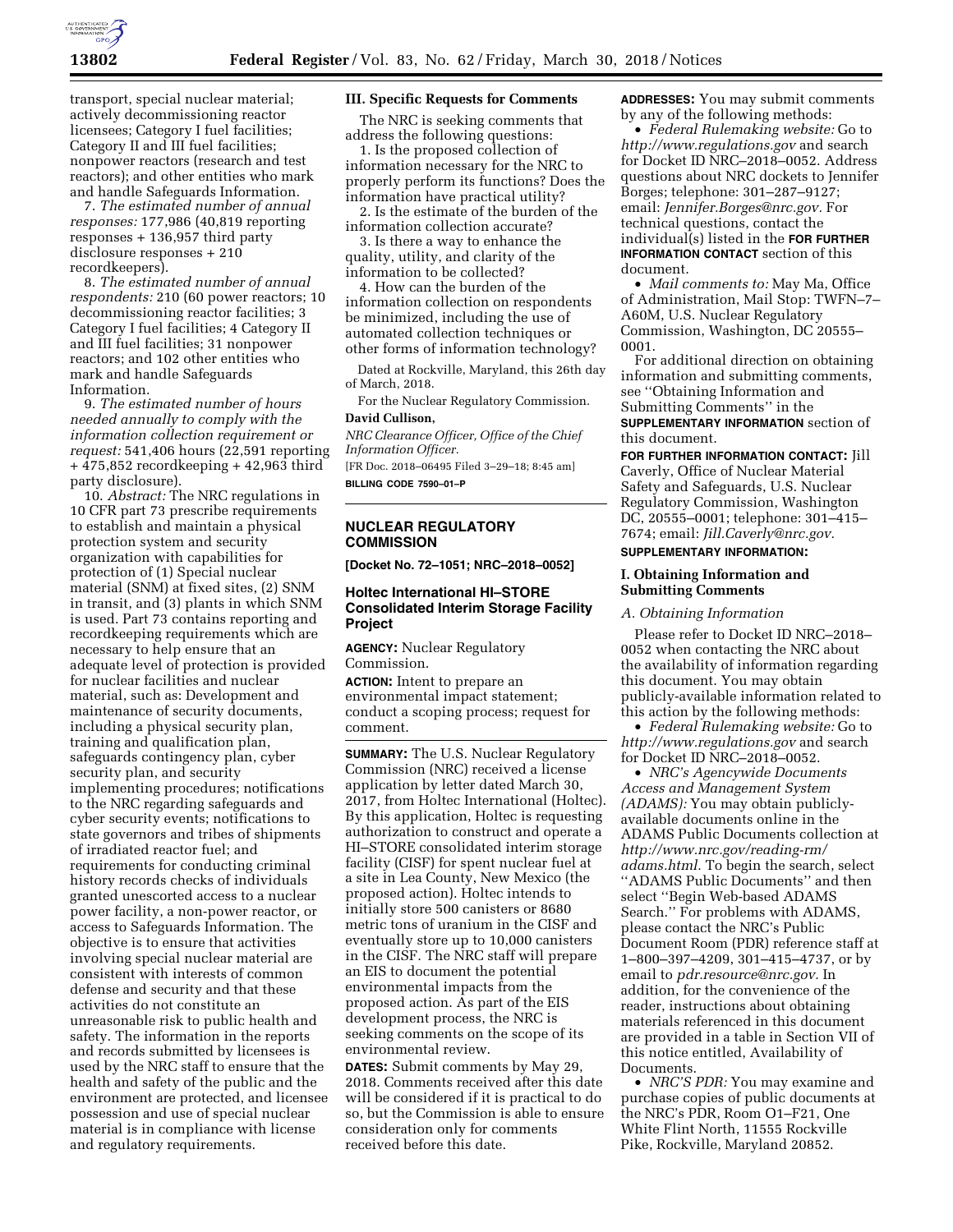transport, special nuclear material; actively decommissioning reactor licensees; Category I fuel facilities; Category II and III fuel facilities; nonpower reactors (research and test reactors); and other entities who mark and handle Safeguards Information.

7. *The estimated number of annual responses:* 177,986 (40,819 reporting responses + 136,957 third party disclosure responses + 210 recordkeepers).

8. *The estimated number of annual respondents:* 210 (60 power reactors; 10 decommissioning reactor facilities; 3 Category I fuel facilities; 4 Category II and III fuel facilities; 31 nonpower reactors; and 102 other entities who mark and handle Safeguards Information.

9. *The estimated number of hours needed annually to comply with the information collection requirement or request:* 541,406 hours (22,591 reporting + 475,852 recordkeeping + 42,963 third party disclosure).

10. *Abstract:* The NRC regulations in 10 CFR part 73 prescribe requirements to establish and maintain a physical protection system and security organization with capabilities for protection of (1) Special nuclear material (SNM) at fixed sites, (2) SNM in transit, and (3) plants in which SNM is used. Part 73 contains reporting and recordkeeping requirements which are necessary to help ensure that an adequate level of protection is provided for nuclear facilities and nuclear material, such as: Development and maintenance of security documents, including a physical security plan, training and qualification plan, safeguards contingency plan, cyber security plan, and security implementing procedures; notifications to the NRC regarding safeguards and cyber security events; notifications to state governors and tribes of shipments of irradiated reactor fuel; and requirements for conducting criminal history records checks of individuals granted unescorted access to a nuclear power facility, a non-power reactor, or access to Safeguards Information. The objective is to ensure that activities involving special nuclear material are consistent with interests of common defense and security and that these activities do not constitute an unreasonable risk to public health and safety. The information in the reports and records submitted by licensees is used by the NRC staff to ensure that the health and safety of the public and the environment are protected, and licensee possession and use of special nuclear material is in compliance with license and regulatory requirements.

## III. Specific Requests for Comments

The NRC is seeking comments that address the following questions:

1. Is the proposed collection of information necessary for the NRC to properly perform its functions? Does the information have practical utility?

2. Is the estimate of the burden of the information collection accurate?

3. Is there a way to enhance the quality, utility, and clarity of the information to be collected?

4. How can the burden of the information collection on respondents be minimized, including the use of automated collection techniques or other forms of information technology?

Dated at Rockville, Maryland, this 26th day of March, 2018.

For the Nuclear Regulatory Commission.

**David Cullison,**

*NRC Clearance Officer, Office of the Chief Information Officer.*

[FR Doc. 2018–06495 Filed 3–29–18; 8:45 am]

**BILLING CODE 7590–01–P**

---

# NUCLEAR REGULATORY COMMISSION

**[Docket No. 72–1051; NRC–2018–0052]**

## Holtec International HI–STORE Consolidated Interim Storage Facility Project

**AGENCY:** Nuclear Regulatory Commission.

**ACTION:** Intent to prepare an environmental impact statement; conduct a scoping process; request for comment.

**SUMMARY:** The U.S. Nuclear Regulatory Commission (NRC) received a license application by letter dated March 30, 2017, from Holtec International (Holtec). By this application, Holtec is requesting authorization to construct and operate a HI–STORE consolidated interim storage facility (CISF) for spent nuclear fuel at a site in Lea County, New Mexico (the proposed action). Holtec intends to initially store 500 canisters or 8680 metric tons of uranium in the CISF and eventually store up to 10,000 canisters in the CISF. The NRC staff will prepare an EIS to document the potential environmental impacts from the proposed action. As part of the EIS development process, the NRC is seeking comments on the scope of its environmental review.

**DATES:** Submit comments by May 29, 2018. Comments received after this date will be considered if it is practical to do so, but the Commission is able to ensure consideration only for comments received before this date.

**ADDRESSES:** You may submit comments by any of the following methods:

- *Federal Rulemaking website:* Go to *http://www.regulations.gov* and search for Docket ID NRC–2018–0052. Address questions about NRC dockets to Jennifer Borges; telephone: 301–287–9127; email: *Jennifer.Borges@nrc.gov.* For technical questions, contact the individual(s) listed in the **FOR FURTHER INFORMATION CONTACT** section of this document.
- *Mail comments to:* May Ma, Office of Administration, Mail Stop: TWFN–7–A60M, U.S. Nuclear Regulatory Commission, Washington, DC 20555–0001.

For additional direction on obtaining information and submitting comments, see "Obtaining Information and Submitting Comments" in the **SUPPLEMENTARY INFORMATION** section of this document.

**FOR FURTHER INFORMATION CONTACT:** Jill Caverly, Office of Nuclear Material Safety and Safeguards, U.S. Nuclear Regulatory Commission, Washington DC, 20555–0001; telephone: 301–415–7674; email: *Jill.Caverly@nrc.gov.*

**SUPPLEMENTARY INFORMATION:**

## I. Obtaining Information and Submitting Comments

### *A. Obtaining Information*

Please refer to Docket ID NRC–2018–0052 when contacting the NRC about the availability of information regarding this document. You may obtain publicly-available information related to this action by the following methods:

- *Federal Rulemaking website:* Go to *http://www.regulations.gov* and search for Docket ID NRC–2018–0052.
- *NRC's Agencywide Documents Access and Management System (ADAMS):* You may obtain publicly-available documents online in the ADAMS Public Documents collection at *http://www.nrc.gov/reading-rm/adams.html.* To begin the search, select "ADAMS Public Documents" and then select "Begin Web-based ADAMS Search." For problems with ADAMS, please contact the NRC's Public Document Room (PDR) reference staff at 1–800–397–4209, 301–415–4737, or by email to *pdr.resource@nrc.gov.* In addition, for the convenience of the reader, instructions about obtaining materials referenced in this document are provided in a table in Section VII of this notice entitled, Availability of Documents.
- *NRC'S PDR:* You may examine and purchase copies of public documents at the NRC's PDR, Room O1–F21, One White Flint North, 11555 Rockville Pike, Rockville, Maryland 20852.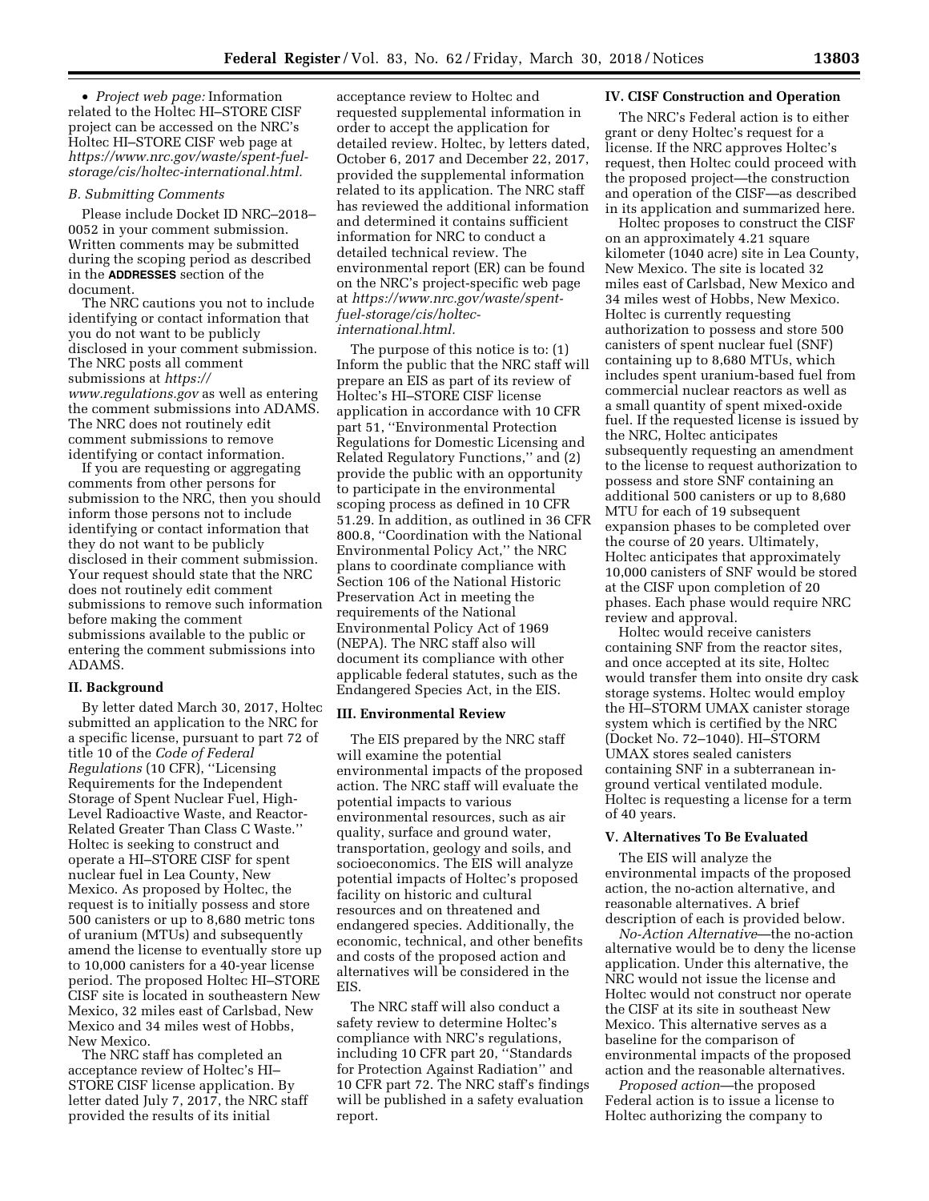- *Project web page:* Information related to the Holtec HI–STORE CISF project can be accessed on the NRC's Holtec HI–STORE CISF web page at *https://www.nrc.gov/waste/spent-fuel-storage/cis/holtec-international.html.*

### B. Submitting Comments

Please include Docket ID NRC–2018–0052 in your comment submission. Written comments may be submitted during the scoping period as described in the **ADDRESSES** section of the document.

The NRC cautions you not to include identifying or contact information that you do not want to be publicly disclosed in your comment submission. The NRC posts all comment submissions at *https://www.regulations.gov* as well as entering the comment submissions into ADAMS. The NRC does not routinely edit comment submissions to remove identifying or contact information.

If you are requesting or aggregating comments from other persons for submission to the NRC, then you should inform those persons not to include identifying or contact information that they do not want to be publicly disclosed in their comment submission. Your request should state that the NRC does not routinely edit comment submissions to remove such information before making the comment submissions available to the public or entering the comment submissions into ADAMS.

## II. Background

By letter dated March 30, 2017, Holtec submitted an application to the NRC for a specific license, pursuant to part 72 of title 10 of the *Code of Federal Regulations* (10 CFR), ''Licensing Requirements for the Independent Storage of Spent Nuclear Fuel, High-Level Radioactive Waste, and Reactor-Related Greater Than Class C Waste.'' Holtec is seeking to construct and operate a HI–STORE CISF for spent nuclear fuel in Lea County, New Mexico. As proposed by Holtec, the request is to initially possess and store 500 canisters or up to 8,680 metric tons of uranium (MTUs) and subsequently amend the license to eventually store up to 10,000 canisters for a 40-year license period. The proposed Holtec HI–STORE CISF site is located in southeastern New Mexico, 32 miles east of Carlsbad, New Mexico and 34 miles west of Hobbs, New Mexico.

The NRC staff has completed an acceptance review of Holtec's HI–STORE CISF license application. By letter dated July 7, 2017, the NRC staff provided the results of its initial acceptance review to Holtec and requested supplemental information in order to accept the application for detailed review. Holtec, by letters dated, October 6, 2017 and December 22, 2017, provided the supplemental information related to its application. The NRC staff has reviewed the additional information and determined it contains sufficient information for NRC to conduct a detailed technical review. The environmental report (ER) can be found on the NRC's project-specific web page at *https://www.nrc.gov/waste/spent-fuel-storage/cis/holtec-international.html.*

The purpose of this notice is to: (1) Inform the public that the NRC staff will prepare an EIS as part of its review of Holtec's HI–STORE CISF license application in accordance with 10 CFR part 51, ''Environmental Protection Regulations for Domestic Licensing and Related Regulatory Functions,'' and (2) provide the public with an opportunity to participate in the environmental scoping process as defined in 10 CFR 51.29. In addition, as outlined in 36 CFR 800.8, ''Coordination with the National Environmental Policy Act,'' the NRC plans to coordinate compliance with Section 106 of the National Historic Preservation Act in meeting the requirements of the National Environmental Policy Act of 1969 (NEPA). The NRC staff also will document its compliance with other applicable federal statutes, such as the Endangered Species Act, in the EIS.

## III. Environmental Review

The EIS prepared by the NRC staff will examine the potential environmental impacts of the proposed action. The NRC staff will evaluate the potential impacts to various environmental resources, such as air quality, surface and ground water, transportation, geology and soils, and socioeconomics. The EIS will analyze potential impacts of Holtec's proposed facility on historic and cultural resources and on threatened and endangered species. Additionally, the economic, technical, and other benefits and costs of the proposed action and alternatives will be considered in the EIS.

The NRC staff will also conduct a safety review to determine Holtec's compliance with NRC's regulations, including 10 CFR part 20, ''Standards for Protection Against Radiation'' and 10 CFR part 72. The NRC staff's findings will be published in a safety evaluation report.

## IV. CISF Construction and Operation

The NRC's Federal action is to either grant or deny Holtec's request for a license. If the NRC approves Holtec's request, then Holtec could proceed with the proposed project—the construction and operation of the CISF—as described in its application and summarized here.

Holtec proposes to construct the CISF on an approximately 4.21 square kilometer (1040 acre) site in Lea County, New Mexico. The site is located 32 miles east of Carlsbad, New Mexico and 34 miles west of Hobbs, New Mexico. Holtec is currently requesting authorization to possess and store 500 canisters of spent nuclear fuel (SNF) containing up to 8,680 MTUs, which includes spent uranium-based fuel from commercial nuclear reactors as well as a small quantity of spent mixed-oxide fuel. If the requested license is issued by the NRC, Holtec anticipates subsequently requesting an amendment to the license to request authorization to possess and store SNF containing an additional 500 canisters or up to 8,680 MTU for each of 19 subsequent expansion phases to be completed over the course of 20 years. Ultimately, Holtec anticipates that approximately 10,000 canisters of SNF would be stored at the CISF upon completion of 20 phases. Each phase would require NRC review and approval.

Holtec would receive canisters containing SNF from the reactor sites, and once accepted at its site, Holtec would transfer them into onsite dry cask storage systems. Holtec would employ the HI–STORM UMAX canister storage system which is certified by the NRC (Docket No. 72–1040). HI–STORM UMAX stores sealed canisters containing SNF in a subterranean in-ground vertical ventilated module. Holtec is requesting a license for a term of 40 years.

## V. Alternatives To Be Evaluated

The EIS will analyze the environmental impacts of the proposed action, the no-action alternative, and reasonable alternatives. A brief description of each is provided below.

*No-Action Alternative*—the no-action alternative would be to deny the license application. Under this alternative, the NRC would not issue the license and Holtec would not construct nor operate the CISF at its site in southeast New Mexico. This alternative serves as a baseline for the comparison of environmental impacts of the proposed action and the reasonable alternatives.

*Proposed action*—the proposed Federal action is to issue a license to Holtec authorizing the company to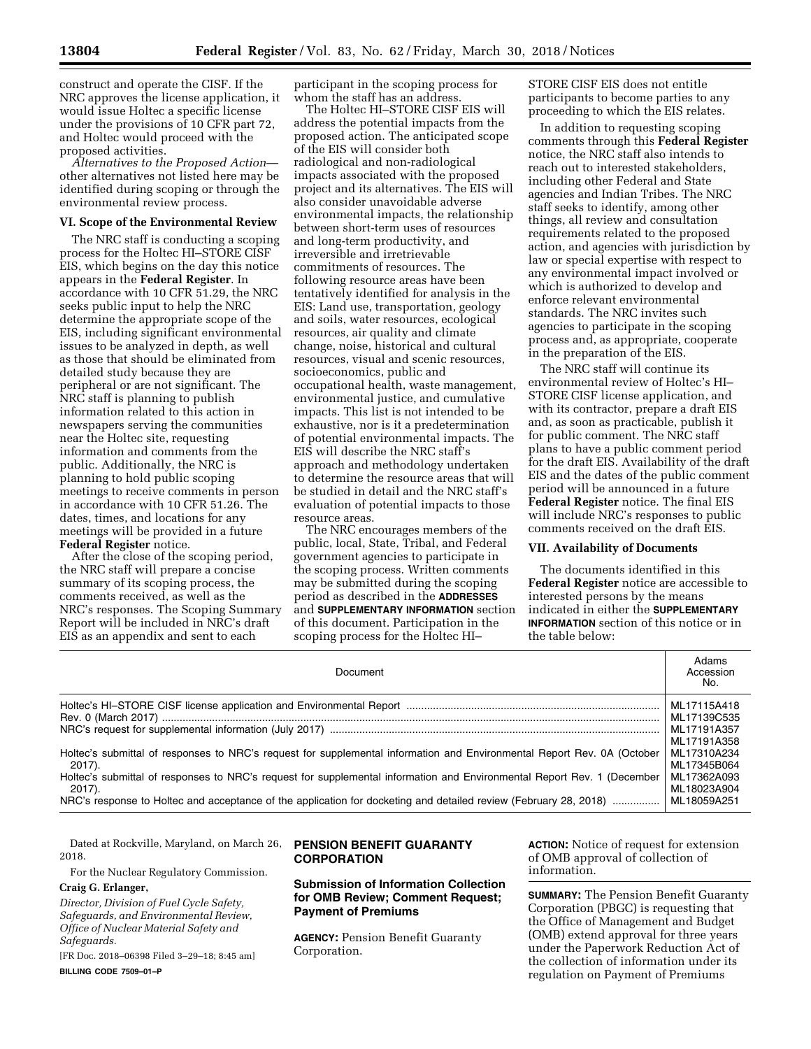construct and operate the CISF. If the NRC approves the license application, it would issue Holtec a specific license under the provisions of 10 CFR part 72, and Holtec would proceed with the proposed activities.

*Alternatives to the Proposed Action*—other alternatives not listed here may be identified during scoping or through the environmental review process.

### VI. Scope of the Environmental Review

The NRC staff is conducting a scoping process for the Holtec HI–STORE CISF EIS, which begins on the day this notice appears in the **Federal Register**. In accordance with 10 CFR 51.29, the NRC seeks public input to help the NRC determine the appropriate scope of the EIS, including significant environmental issues to be analyzed in depth, as well as those that should be eliminated from detailed study because they are peripheral or are not significant. The NRC staff is planning to publish information related to this action in newspapers serving the communities near the Holtec site, requesting information and comments from the public. Additionally, the NRC is planning to hold public scoping meetings to receive comments in person in accordance with 10 CFR 51.26. The dates, times, and locations for any meetings will be provided in a future **Federal Register** notice.

After the close of the scoping period, the NRC staff will prepare a concise summary of its scoping process, the comments received, as well as the NRC's responses. The Scoping Summary Report will be included in NRC's draft EIS as an appendix and sent to each participant in the scoping process for whom the staff has an address.

The Holtec HI–STORE CISF EIS will address the potential impacts from the proposed action. The anticipated scope of the EIS will consider both radiological and non-radiological impacts associated with the proposed project and its alternatives. The EIS will also consider unavoidable adverse environmental impacts, the relationship between short-term uses of resources and long-term productivity, and irreversible and irretrievable commitments of resources. The following resource areas have been tentatively identified for analysis in the EIS: Land use, transportation, geology and soils, water resources, ecological resources, air quality and climate change, noise, historical and cultural resources, visual and scenic resources, socioeconomics, public and occupational health, waste management, environmental justice, and cumulative impacts. This list is not intended to be exhaustive, nor is it a predetermination of potential environmental impacts. The EIS will describe the NRC staff's approach and methodology undertaken to determine the resource areas that will be studied in detail and the NRC staff's evaluation of potential impacts to those resource areas.

The NRC encourages members of the public, local, State, Tribal, and Federal government agencies to participate in the scoping process. Written comments may be submitted during the scoping period as described in the **ADDRESSES** and **SUPPLEMENTARY INFORMATION** section of this document. Participation in the scoping process for the Holtec HI–STORE CISF EIS does not entitle participants to become parties to any proceeding to which the EIS relates.

In addition to requesting scoping comments through this **Federal Register** notice, the NRC staff also intends to reach out to interested stakeholders, including other Federal and State agencies and Indian Tribes. The NRC staff seeks to identify, among other things, all review and consultation requirements related to the proposed action, and agencies with jurisdiction by law or special expertise with respect to any environmental impact involved or which is authorized to develop and enforce relevant environmental standards. The NRC invites such agencies to participate in the scoping process and, as appropriate, cooperate in the preparation of the EIS.

The NRC staff will continue its environmental review of Holtec's HI–STORE CISF license application, and with its contractor, prepare a draft EIS and, as soon as practicable, publish it for public comment. The NRC staff plans to have a public comment period for the draft EIS. Availability of the draft EIS and the dates of the public comment period will be announced in a future **Federal Register** notice. The final EIS will include NRC's responses to public comments received on the draft EIS.

### VII. Availability of Documents

The documents identified in this **Federal Register** notice are accessible to interested persons by the means indicated in either the **SUPPLEMENTARY INFORMATION** section of this notice or in the table below:

| Document | Adams Accession No. |
|---|---|
| Holtec's HI–STORE CISF license application and Environmental Report Rev. 0 (March 2017) | ML17115A418 ML17139C535 |
| NRC's request for supplemental information (July 2017) | ML17191A357 ML17191A358 |
| Holtec's submittal of responses to NRC's request for supplemental information and Environmental Report Rev. 0A (October 2017). | ML17310A234 ML17345B064 |
| Holtec's submittal of responses to NRC's request for supplemental information and Environmental Report Rev. 1 (December 2017). | ML17362A093 ML18023A904 |
| NRC's response to Holtec and acceptance of the application for docketing and detailed review (February 28, 2018) | ML18059A251 |

Dated at Rockville, Maryland, on March 26, 2018.

For the Nuclear Regulatory Commission.

**Craig G. Erlanger,**

*Director, Division of Fuel Cycle Safety, Safeguards, and Environmental Review, Office of Nuclear Material Safety and Safeguards.*

[FR Doc. 2018–06398 Filed 3–29–18; 8:45 am]

**BILLING CODE 7509–01–P**

## PENSION BENEFIT GUARANTY CORPORATION

### Submission of Information Collection for OMB Review; Comment Request; Payment of Premiums

**AGENCY:** Pension Benefit Guaranty Corporation.

**ACTION:** Notice of request for extension of OMB approval of collection of information.

**SUMMARY:** The Pension Benefit Guaranty Corporation (PBGC) is requesting that the Office of Management and Budget (OMB) extend approval for three years under the Paperwork Reduction Act of the collection of information under its regulation on Payment of Premiums